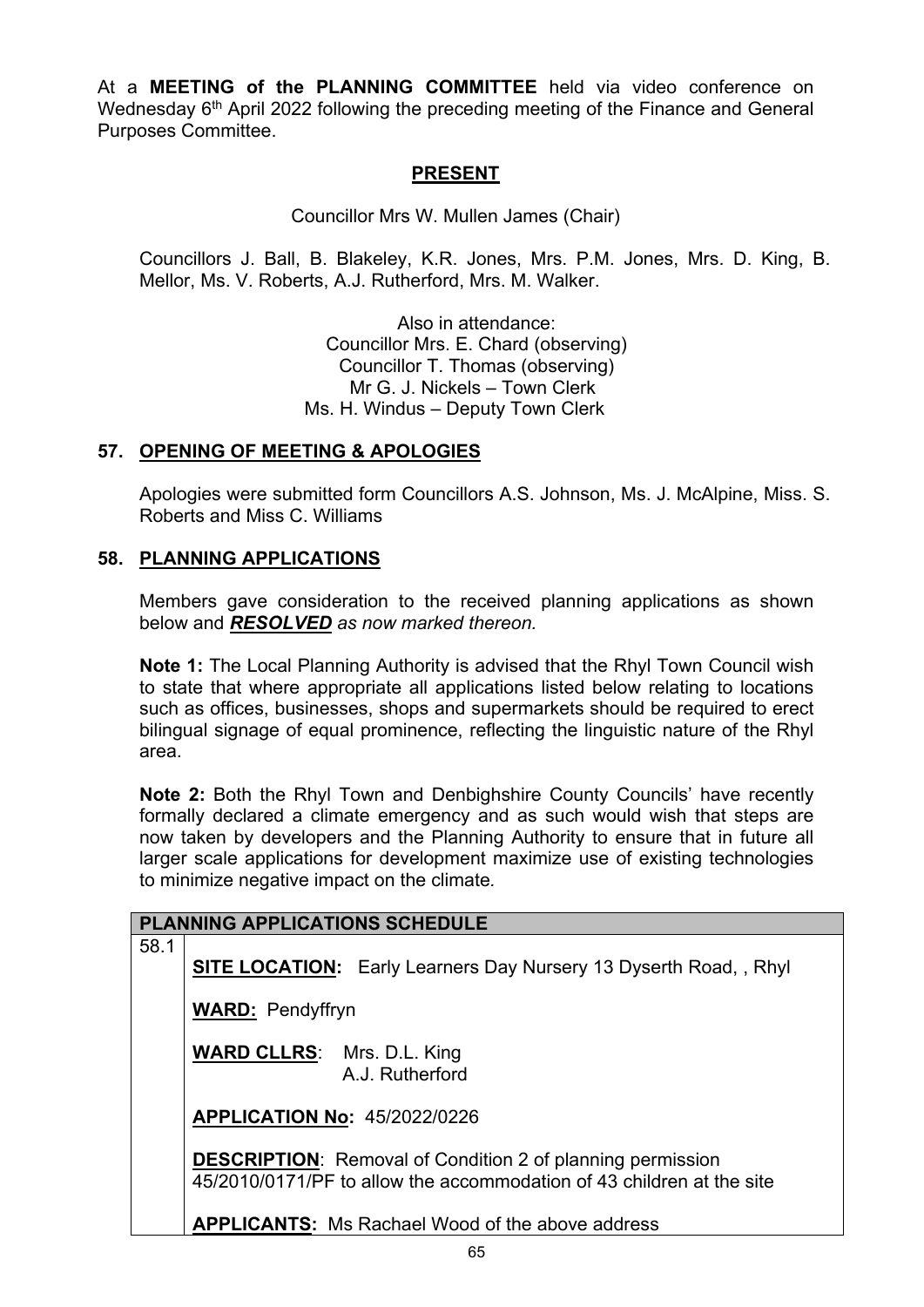At a **MEETING of the PLANNING COMMITTEE** held via video conference on Wednesday 6th April 2022 following the preceding meeting of the Finance and General Purposes Committee.

## PRESENT

Councillor Mrs W. Mullen James (Chair)

Councillors J. Ball, B. Blakeley, K.R. Jones, Mrs. P.M. Jones, Mrs. D. King, B. Mellor, Ms. V. Roberts, A.J. Rutherford, Mrs. M. Walker.

Also in attendance:
Councillor Mrs. E. Chard (observing)
Councillor T. Thomas (observing)
Mr G. J. Nickels – Town Clerk
Ms. H. Windus – Deputy Town Clerk

## 57. OPENING OF MEETING & APOLOGIES

Apologies were submitted form Councillors A.S. Johnson, Ms. J. McAlpine, Miss. S. Roberts and Miss C. Williams

## 58. PLANNING APPLICATIONS

Members gave consideration to the received planning applications as shown below and ***RESOLVED*** *as now marked thereon.*

**Note 1:** The Local Planning Authority is advised that the Rhyl Town Council wish to state that where appropriate all applications listed below relating to locations such as offices, businesses, shops and supermarkets should be required to erect bilingual signage of equal prominence, reflecting the linguistic nature of the Rhyl area.

**Note 2:** Both the Rhyl Town and Denbighshire County Councils' have recently formally declared a climate emergency and as such would wish that steps are now taken by developers and the Planning Authority to ensure that in future all larger scale applications for development maximize use of existing technologies to minimize negative impact on the climate.

| PLANNING APPLICATIONS SCHEDULE | |
|---|---|
| 58.1 | **SITE LOCATION:** Early Learners Day Nursery 13 Dyserth Road, , Rhyl<br><br>**WARD:** Pendyffryn<br><br>**WARD CLLRS**: Mrs. D.L. King<br>A.J. Rutherford<br><br>**APPLICATION No:** 45/2022/0226<br><br>**DESCRIPTION**: Removal of Condition 2 of planning permission 45/2010/0171/PF to allow the accommodation of 43 children at the site<br><br>**APPLICANTS:** Ms Rachael Wood of the above address |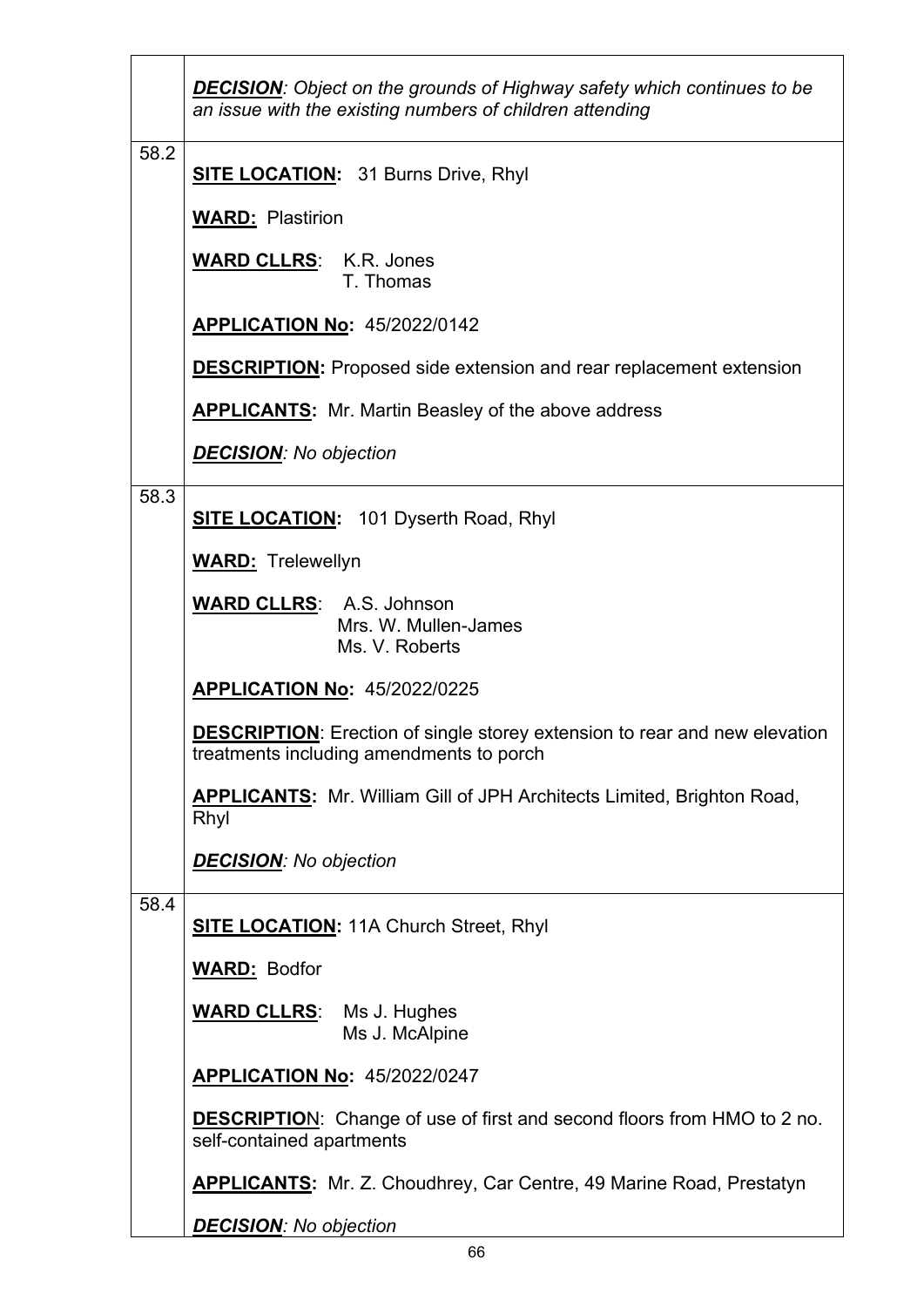| | |
|---|---|
| | ***DECISION**: Object on the grounds of Highway safety which continues to be an issue with the existing numbers of children attending* |
| 58.2 | **SITE LOCATION:** 31 Burns Drive, Rhyl<br><br>**WARD:** Plastirion<br><br>**WARD CLLRS**: K.R. Jones<br>T. Thomas<br><br>**APPLICATION No:** 45/2022/0142<br><br>**DESCRIPTION:** Proposed side extension and rear replacement extension<br><br>**APPLICANTS:** Mr. Martin Beasley of the above address<br><br>***DECISION**: No objection* |
| 58.3 | **SITE LOCATION:** 101 Dyserth Road, Rhyl<br><br>**WARD:** Trelewellyn<br><br>**WARD CLLRS**: A.S. Johnson<br>Mrs. W. Mullen-James<br>Ms. V. Roberts<br><br>**APPLICATION No:** 45/2022/0225<br><br>**DESCRIPTION**: Erection of single storey extension to rear and new elevation treatments including amendments to porch<br><br>**APPLICANTS:** Mr. William Gill of JPH Architects Limited, Brighton Road, Rhyl<br><br>***DECISION**: No objection* |
| 58.4 | **SITE LOCATION:** 11A Church Street, Rhyl<br><br>**WARD:** Bodfor<br><br>**WARD CLLRS**: Ms J. Hughes<br>Ms J. McAlpine<br><br>**APPLICATION No:** 45/2022/0247<br><br>**DESCRIPTIO**N: Change of use of first and second floors from HMO to 2 no. self-contained apartments<br><br>**APPLICANTS:** Mr. Z. Choudhrey, Car Centre, 49 Marine Road, Prestatyn<br><br>***DECISION**: No objection* |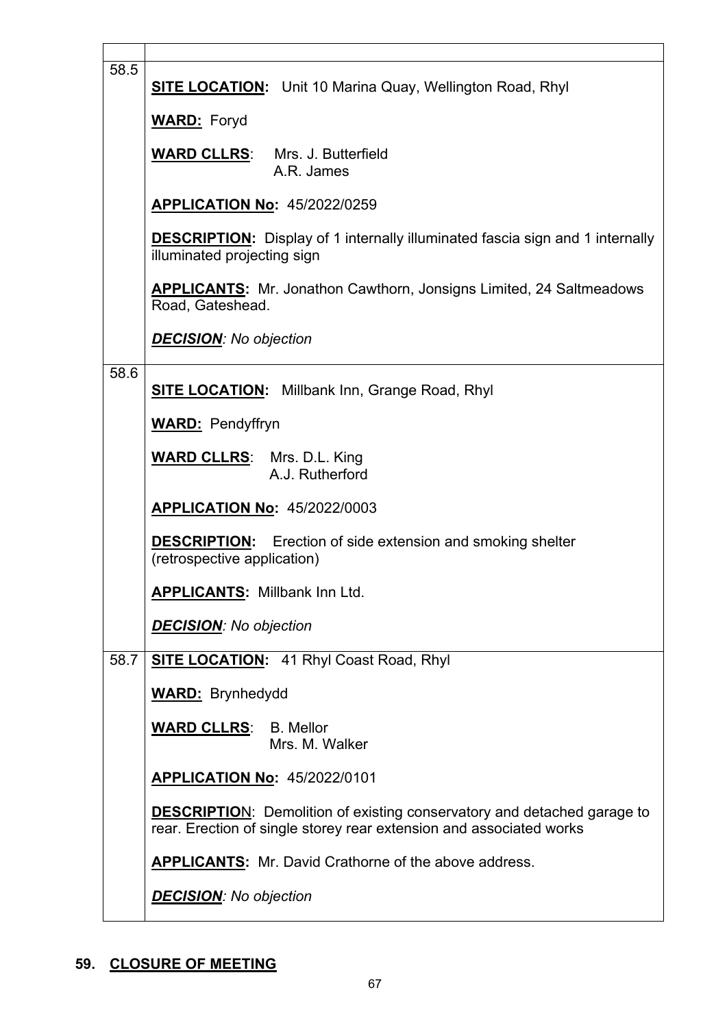| | |
|---|---|
| 58.5 | **SITE LOCATION:** Unit 10 Marina Quay, Wellington Road, Rhyl<br><br>**WARD:** Foryd<br><br>**WARD CLLRS**: Mrs. J. Butterfield<br>A.R. James<br><br>**APPLICATION No:** 45/2022/0259<br><br>**DESCRIPTION:** Display of 1 internally illuminated fascia sign and 1 internally illuminated projecting sign<br><br>**APPLICANTS:** Mr. Jonathon Cawthorn, Jonsigns Limited, 24 Saltmeadows Road, Gateshead.<br><br>***DECISION**: No objection* |
| 58.6 | **SITE LOCATION:** Millbank Inn, Grange Road, Rhyl<br><br>**WARD:** Pendyffryn<br><br>**WARD CLLRS**: Mrs. D.L. King<br>A.J. Rutherford<br><br>**APPLICATION No:** 45/2022/0003<br><br>**DESCRIPTION:** Erection of side extension and smoking shelter (retrospective application)<br><br>**APPLICANTS:** Millbank Inn Ltd.<br><br>***DECISION**: No objection* |
| 58.7 | **SITE LOCATION:** 41 Rhyl Coast Road, Rhyl<br><br>**WARD:** Brynhedydd<br><br>**WARD CLLRS**: B. Mellor<br>Mrs. M. Walker<br><br>**APPLICATION No:** 45/2022/0101<br><br>**DESCRIPTION**: Demolition of existing conservatory and detached garage to rear. Erection of single storey rear extension and associated works<br><br>**APPLICANTS:** Mr. David Crathorne of the above address.<br><br>***DECISION**: No objection* |

## 59. CLOSURE OF MEETING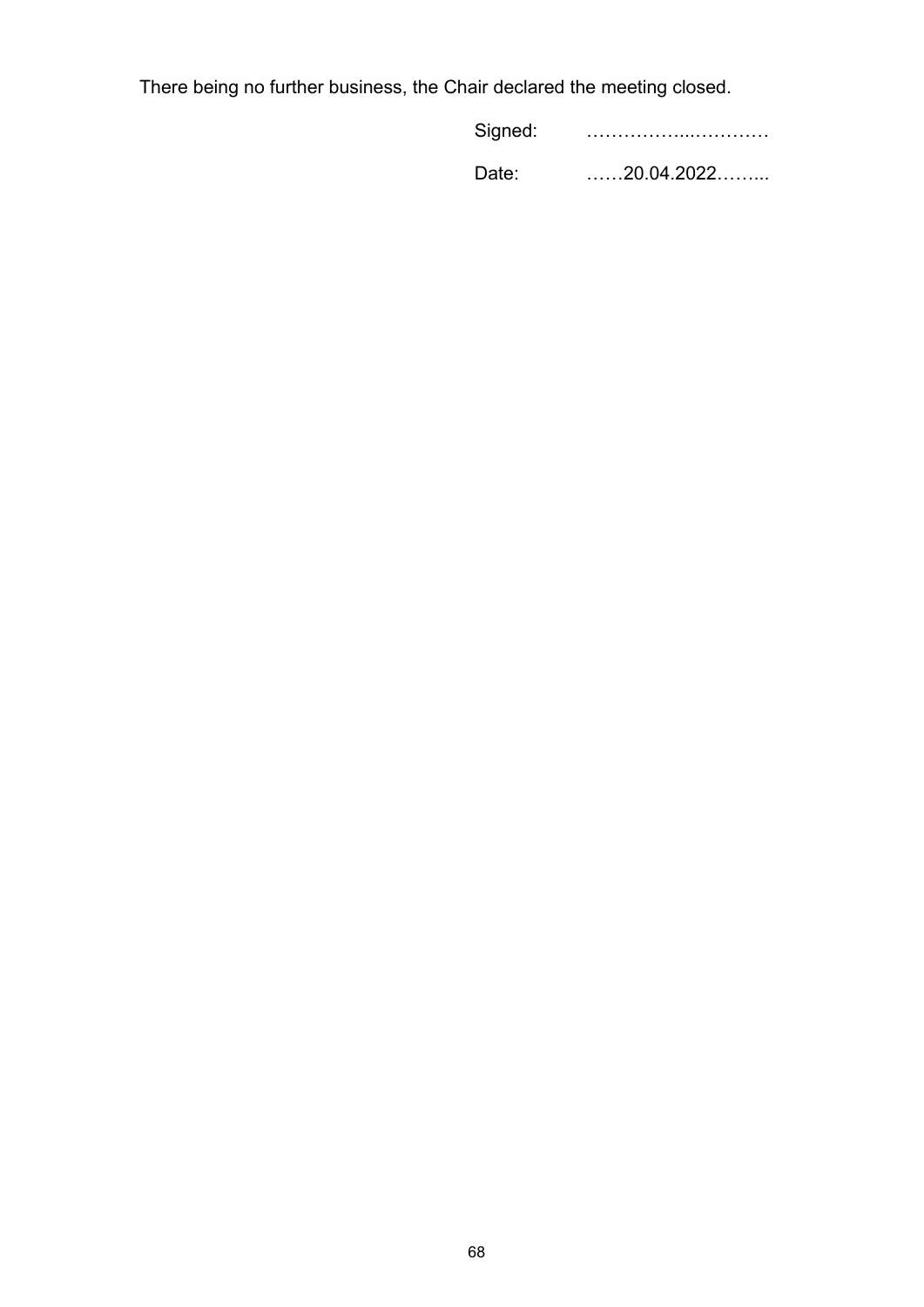There being no further business, the Chair declared the meeting closed.

Signed: ……………...…………

Date: ……20.04.2022……...